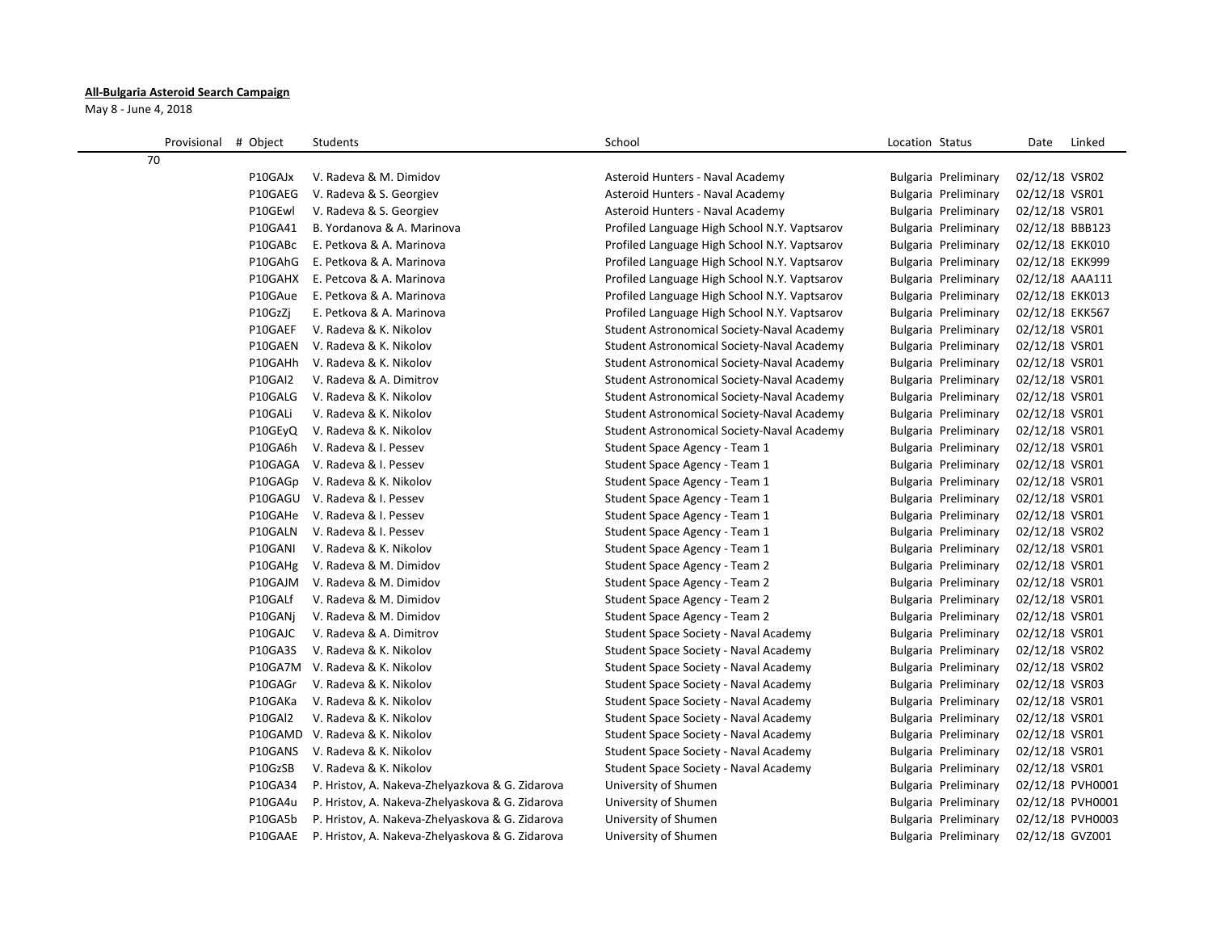**All-Bulgaria Asteroid Search Campaign**

May 8 - June 4, 2018

| Provisional | # Object | Students | School | Location | Status | Date | Linked |
|---|---|---|---|---|---|---|---|
| 70 | | | | | | | |
| | P10GAJx | V. Radeva & M. Dimidov | Asteroid Hunters - Naval Academy | Bulgaria | Preliminary | 02/12/18 | VSR02 |
| | P10GAEG | V. Radeva & S. Georgiev | Asteroid Hunters - Naval Academy | Bulgaria | Preliminary | 02/12/18 | VSR01 |
| | P10GEwl | V. Radeva & S. Georgiev | Asteroid Hunters - Naval Academy | Bulgaria | Preliminary | 02/12/18 | VSR01 |
| | P10GA41 | B. Yordanova & A. Marinova | Profiled Language High School N.Y. Vaptsarov | Bulgaria | Preliminary | 02/12/18 | BBB123 |
| | P10GABc | E. Petkova & A. Marinova | Profiled Language High School N.Y. Vaptsarov | Bulgaria | Preliminary | 02/12/18 | EKK010 |
| | P10GAhG | E. Petkova & A. Marinova | Profiled Language High School N.Y. Vaptsarov | Bulgaria | Preliminary | 02/12/18 | EKK999 |
| | P10GAHX | E. Petcova & A. Marinova | Profiled Language High School N.Y. Vaptsarov | Bulgaria | Preliminary | 02/12/18 | AAA111 |
| | P10GAue | E. Petkova & A. Marinova | Profiled Language High School N.Y. Vaptsarov | Bulgaria | Preliminary | 02/12/18 | EKK013 |
| | P10GzZj | E. Petkova & A. Marinova | Profiled Language High School N.Y. Vaptsarov | Bulgaria | Preliminary | 02/12/18 | EKK567 |
| | P10GAEF | V. Radeva & K. Nikolov | Student Astronomical Society-Naval Academy | Bulgaria | Preliminary | 02/12/18 | VSR01 |
| | P10GAEN | V. Radeva & K. Nikolov | Student Astronomical Society-Naval Academy | Bulgaria | Preliminary | 02/12/18 | VSR01 |
| | P10GAHh | V. Radeva & K. Nikolov | Student Astronomical Society-Naval Academy | Bulgaria | Preliminary | 02/12/18 | VSR01 |
| | P10GAI2 | V. Radeva & A. Dimitrov | Student Astronomical Society-Naval Academy | Bulgaria | Preliminary | 02/12/18 | VSR01 |
| | P10GALG | V. Radeva & K. Nikolov | Student Astronomical Society-Naval Academy | Bulgaria | Preliminary | 02/12/18 | VSR01 |
| | P10GALi | V. Radeva & K. Nikolov | Student Astronomical Society-Naval Academy | Bulgaria | Preliminary | 02/12/18 | VSR01 |
| | P10GEyQ | V. Radeva & K. Nikolov | Student Astronomical Society-Naval Academy | Bulgaria | Preliminary | 02/12/18 | VSR01 |
| | P10GA6h | V. Radeva & I. Pessev | Student Space Agency - Team 1 | Bulgaria | Preliminary | 02/12/18 | VSR01 |
| | P10GAGA | V. Radeva & I. Pessev | Student Space Agency - Team 1 | Bulgaria | Preliminary | 02/12/18 | VSR01 |
| | P10GAGp | V. Radeva & K. Nikolov | Student Space Agency - Team 1 | Bulgaria | Preliminary | 02/12/18 | VSR01 |
| | P10GAGU | V. Radeva & I. Pessev | Student Space Agency - Team 1 | Bulgaria | Preliminary | 02/12/18 | VSR01 |
| | P10GAHe | V. Radeva & I. Pessev | Student Space Agency - Team 1 | Bulgaria | Preliminary | 02/12/18 | VSR01 |
| | P10GALN | V. Radeva & I. Pessev | Student Space Agency - Team 1 | Bulgaria | Preliminary | 02/12/18 | VSR02 |
| | P10GANI | V. Radeva & K. Nikolov | Student Space Agency - Team 1 | Bulgaria | Preliminary | 02/12/18 | VSR01 |
| | P10GAHg | V. Radeva & M. Dimidov | Student Space Agency - Team 2 | Bulgaria | Preliminary | 02/12/18 | VSR01 |
| | P10GAJM | V. Radeva & M. Dimidov | Student Space Agency - Team 2 | Bulgaria | Preliminary | 02/12/18 | VSR01 |
| | P10GALf | V. Radeva & M. Dimidov | Student Space Agency - Team 2 | Bulgaria | Preliminary | 02/12/18 | VSR01 |
| | P10GANj | V. Radeva & M. Dimidov | Student Space Agency - Team 2 | Bulgaria | Preliminary | 02/12/18 | VSR01 |
| | P10GAJC | V. Radeva & A. Dimitrov | Student Space Society - Naval Academy | Bulgaria | Preliminary | 02/12/18 | VSR01 |
| | P10GA3S | V. Radeva & K. Nikolov | Student Space Society - Naval Academy | Bulgaria | Preliminary | 02/12/18 | VSR02 |
| | P10GA7M | V. Radeva & K. Nikolov | Student Space Society - Naval Academy | Bulgaria | Preliminary | 02/12/18 | VSR02 |
| | P10GAGr | V. Radeva & K. Nikolov | Student Space Society - Naval Academy | Bulgaria | Preliminary | 02/12/18 | VSR03 |
| | P10GAKa | V. Radeva & K. Nikolov | Student Space Society - Naval Academy | Bulgaria | Preliminary | 02/12/18 | VSR01 |
| | P10GAl2 | V. Radeva & K. Nikolov | Student Space Society - Naval Academy | Bulgaria | Preliminary | 02/12/18 | VSR01 |
| | P10GAMD | V. Radeva & K. Nikolov | Student Space Society - Naval Academy | Bulgaria | Preliminary | 02/12/18 | VSR01 |
| | P10GANS | V. Radeva & K. Nikolov | Student Space Society - Naval Academy | Bulgaria | Preliminary | 02/12/18 | VSR01 |
| | P10GzSB | V. Radeva & K. Nikolov | Student Space Society - Naval Academy | Bulgaria | Preliminary | 02/12/18 | VSR01 |
| | P10GA34 | P. Hristov, A. Nakeva-Zhelyazkova & G. Zidarova | University of Shumen | Bulgaria | Preliminary | 02/12/18 | PVH0001 |
| | P10GA4u | P. Hristov, A. Nakeva-Zhelyaskova & G. Zidarova | University of Shumen | Bulgaria | Preliminary | 02/12/18 | PVH0001 |
| | P10GA5b | P. Hristov, A. Nakeva-Zhelyaskova & G. Zidarova | University of Shumen | Bulgaria | Preliminary | 02/12/18 | PVH0003 |
| | P10GAAE | P. Hristov, A. Nakeva-Zhelyaskova & G. Zidarova | University of Shumen | Bulgaria | Preliminary | 02/12/18 | GVZ001 |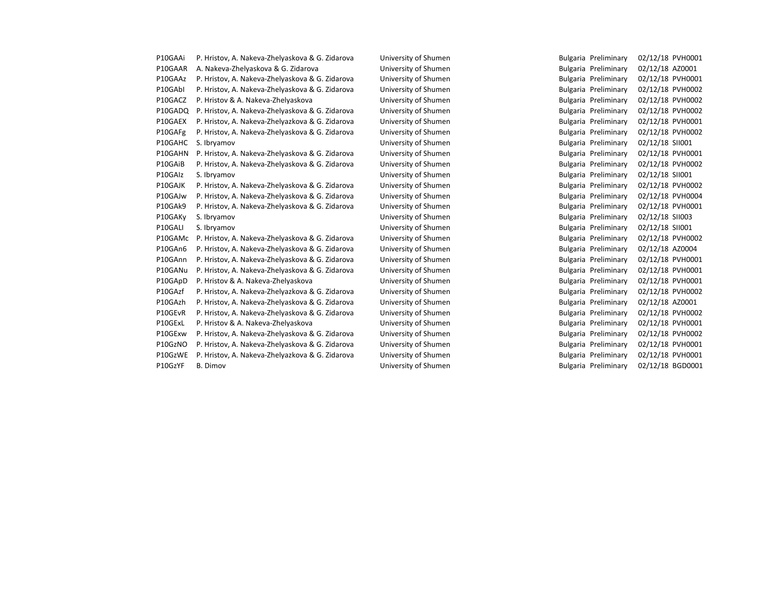| | | | | | | |
|---|---|---|---|---|---|---|
| P10GAAi | P. Hristov, A. Nakeva-Zhelyaskova & G. Zidarova | University of Shumen | Bulgaria | Preliminary | 02/12/18 | PVH0001 |
| P10GAAR | A. Nakeva-Zhelyaskova & G. Zidarova | University of Shumen | Bulgaria | Preliminary | 02/12/18 | AZ0001 |
| P10GAAz | P. Hristov, A. Nakeva-Zhelyaskova & G. Zidarova | University of Shumen | Bulgaria | Preliminary | 02/12/18 | PVH0001 |
| P10GAbl | P. Hristov, A. Nakeva-Zhelyaskova & G. Zidarova | University of Shumen | Bulgaria | Preliminary | 02/12/18 | PVH0002 |
| P10GACZ | P. Hristov & A. Nakeva-Zhelyaskova | University of Shumen | Bulgaria | Preliminary | 02/12/18 | PVH0002 |
| P10GADQ | P. Hristov, A. Nakeva-Zhelyaskova & G. Zidarova | University of Shumen | Bulgaria | Preliminary | 02/12/18 | PVH0002 |
| P10GAEX | P. Hristov, A. Nakeva-Zhelyazkova & G. Zidarova | University of Shumen | Bulgaria | Preliminary | 02/12/18 | PVH0001 |
| P10GAFg | P. Hristov, A. Nakeva-Zhelyaskova & G. Zidarova | University of Shumen | Bulgaria | Preliminary | 02/12/18 | PVH0002 |
| P10GAHC | S. Ibryamov | University of Shumen | Bulgaria | Preliminary | 02/12/18 | SII001 |
| P10GAHN | P. Hristov, A. Nakeva-Zhelyaskova & G. Zidarova | University of Shumen | Bulgaria | Preliminary | 02/12/18 | PVH0001 |
| P10GAiB | P. Hristov, A. Nakeva-Zhelyaskova & G. Zidarova | University of Shumen | Bulgaria | Preliminary | 02/12/18 | PVH0002 |
| P10GAIz | S. Ibryamov | University of Shumen | Bulgaria | Preliminary | 02/12/18 | SII001 |
| P10GAJK | P. Hristov, A. Nakeva-Zhelyaskova & G. Zidarova | University of Shumen | Bulgaria | Preliminary | 02/12/18 | PVH0002 |
| P10GAJw | P. Hristov, A. Nakeva-Zhelyaskova & G. Zidarova | University of Shumen | Bulgaria | Preliminary | 02/12/18 | PVH0004 |
| P10GAk9 | P. Hristov, A. Nakeva-Zhelyaskova & G. Zidarova | University of Shumen | Bulgaria | Preliminary | 02/12/18 | PVH0001 |
| P10GAKy | S. Ibryamov | University of Shumen | Bulgaria | Preliminary | 02/12/18 | SII003 |
| P10GALI | S. Ibryamov | University of Shumen | Bulgaria | Preliminary | 02/12/18 | SII001 |
| P10GAMc | P. Hristov, A. Nakeva-Zhelyaskova & G. Zidarova | University of Shumen | Bulgaria | Preliminary | 02/12/18 | PVH0002 |
| P10GAn6 | P. Hristov, A. Nakeva-Zhelyaskova & G. Zidarova | University of Shumen | Bulgaria | Preliminary | 02/12/18 | AZ0004 |
| P10GAnn | P. Hristov, A. Nakeva-Zhelyaskova & G. Zidarova | University of Shumen | Bulgaria | Preliminary | 02/12/18 | PVH0001 |
| P10GANu | P. Hristov, A. Nakeva-Zhelyaskova & G. Zidarova | University of Shumen | Bulgaria | Preliminary | 02/12/18 | PVH0001 |
| P10GApD | P. Hristov & A. Nakeva-Zhelyaskova | University of Shumen | Bulgaria | Preliminary | 02/12/18 | PVH0001 |
| P10GAzf | P. Hristov, A. Nakeva-Zhelyazkova & G. Zidarova | University of Shumen | Bulgaria | Preliminary | 02/12/18 | PVH0002 |
| P10GAzh | P. Hristov, A. Nakeva-Zhelyaskova & G. Zidarova | University of Shumen | Bulgaria | Preliminary | 02/12/18 | AZ0001 |
| P10GEvR | P. Hristov, A. Nakeva-Zhelyaskova & G. Zidarova | University of Shumen | Bulgaria | Preliminary | 02/12/18 | PVH0002 |
| P10GExL | P. Hristov & A. Nakeva-Zhelyaskova | University of Shumen | Bulgaria | Preliminary | 02/12/18 | PVH0001 |
| P10GExw | P. Hristov, A. Nakeva-Zhelyaskova & G. Zidarova | University of Shumen | Bulgaria | Preliminary | 02/12/18 | PVH0002 |
| P10GzNO | P. Hristov, A. Nakeva-Zhelyaskova & G. Zidarova | University of Shumen | Bulgaria | Preliminary | 02/12/18 | PVH0001 |
| P10GzWE | P. Hristov, A. Nakeva-Zhelyazkova & G. Zidarova | University of Shumen | Bulgaria | Preliminary | 02/12/18 | PVH0001 |
| P10GzYF | B. Dimov | University of Shumen | Bulgaria | Preliminary | 02/12/18 | BGD0001 |